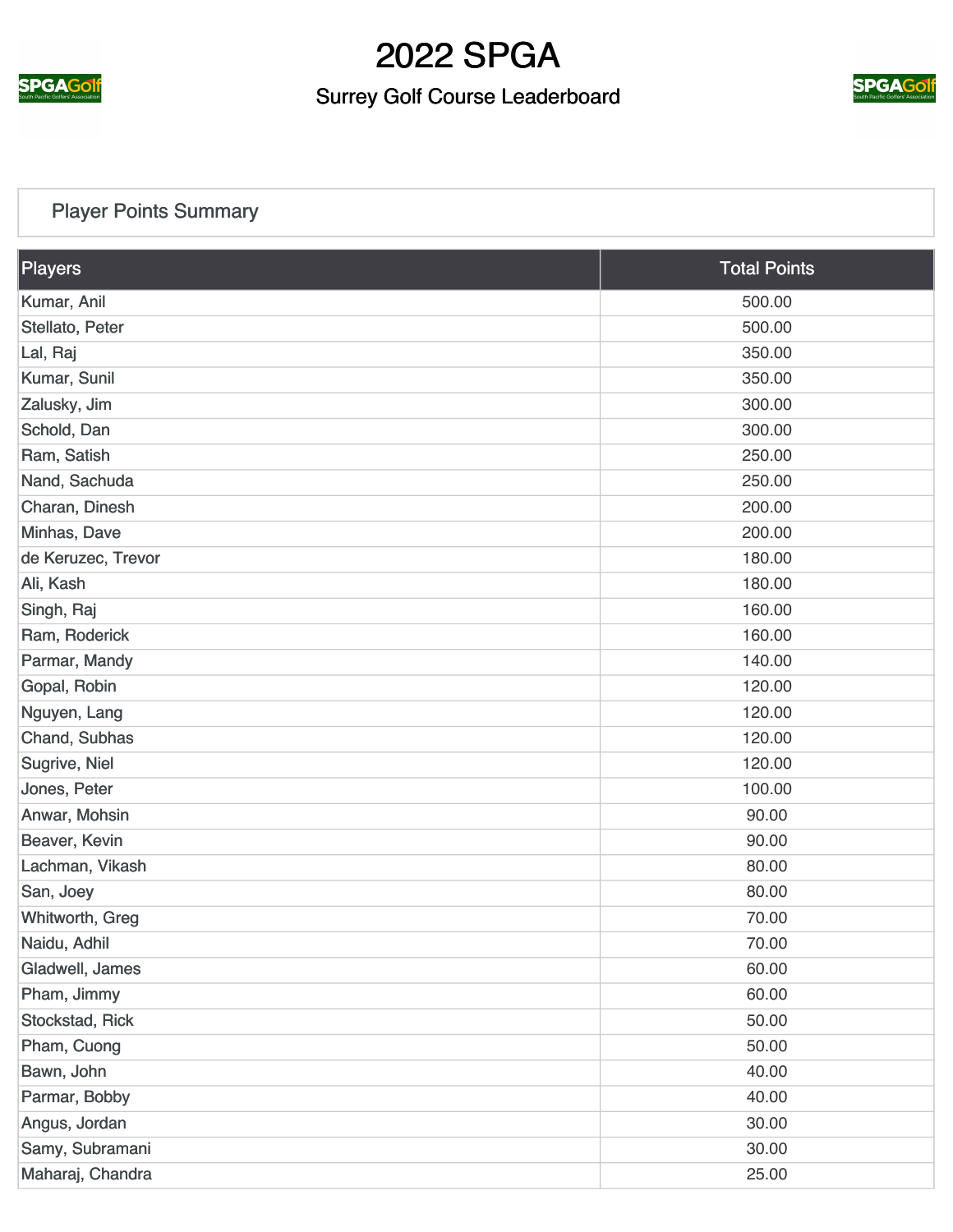# 2022 SPGA

## Surrey Golf Course Leaderboard

### Player Points Summary

| Players | Total Points |
| --- | --- |
| Kumar, Anil | 500.00 |
| Stellato, Peter | 500.00 |
| Lal, Raj | 350.00 |
| Kumar, Sunil | 350.00 |
| Zalusky, Jim | 300.00 |
| Schold, Dan | 300.00 |
| Ram, Satish | 250.00 |
| Nand, Sachuda | 250.00 |
| Charan, Dinesh | 200.00 |
| Minhas, Dave | 200.00 |
| de Keruzec, Trevor | 180.00 |
| Ali, Kash | 180.00 |
| Singh, Raj | 160.00 |
| Ram, Roderick | 160.00 |
| Parmar, Mandy | 140.00 |
| Gopal, Robin | 120.00 |
| Nguyen, Lang | 120.00 |
| Chand, Subhas | 120.00 |
| Sugrive, Niel | 120.00 |
| Jones, Peter | 100.00 |
| Anwar, Mohsin | 90.00 |
| Beaver, Kevin | 90.00 |
| Lachman, Vikash | 80.00 |
| San, Joey | 80.00 |
| Whitworth, Greg | 70.00 |
| Naidu, Adhil | 70.00 |
| Gladwell, James | 60.00 |
| Pham, Jimmy | 60.00 |
| Stockstad, Rick | 50.00 |
| Pham, Cuong | 50.00 |
| Bawn, John | 40.00 |
| Parmar, Bobby | 40.00 |
| Angus, Jordan | 30.00 |
| Samy, Subramani | 30.00 |
| Maharaj, Chandra | 25.00 |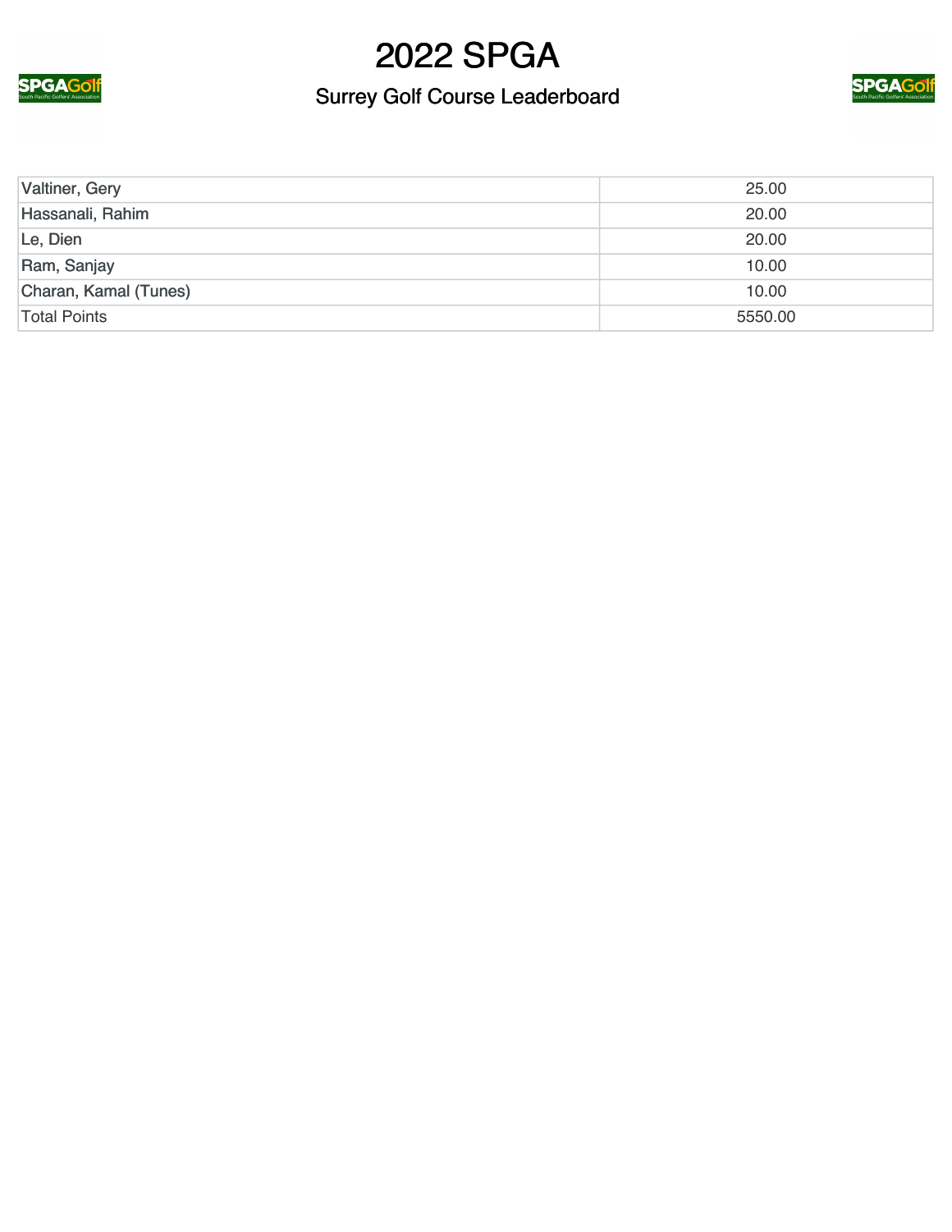# 2022 SPGA

## Surrey Golf Course Leaderboard

| | |
|---|---|
| Valtiner, Gery | 25.00 |
| Hassanali, Rahim | 20.00 |
| Le, Dien | 20.00 |
| Ram, Sanjay | 10.00 |
| Charan, Kamal (Tunes) | 10.00 |
| Total Points | 5550.00 |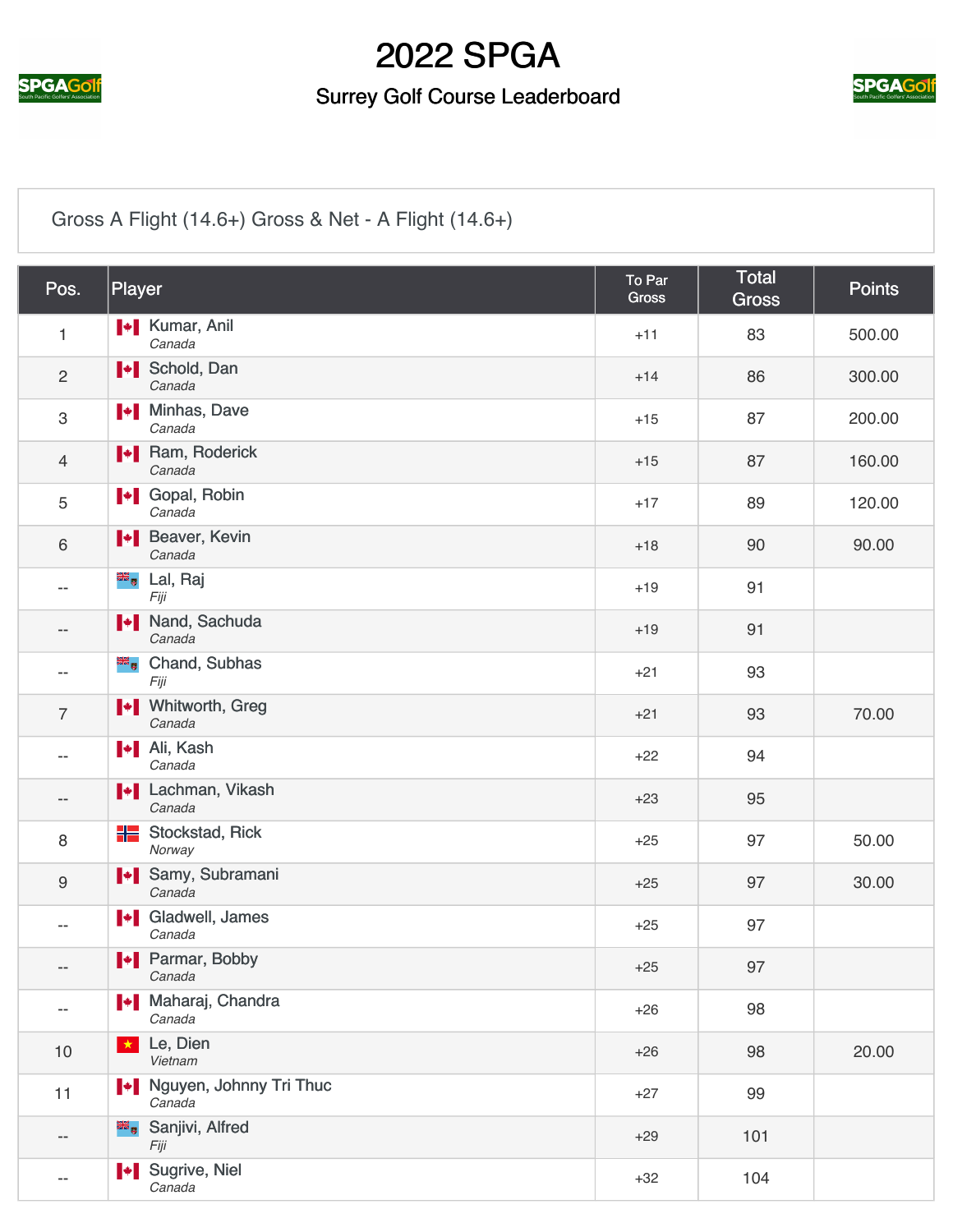# 2022 SPGA

## Surrey Golf Course Leaderboard

Gross A Flight (14.6+) Gross & Net - A Flight (14.6+)

| Pos. | Player | To Par Gross | Total Gross | Points |
|---|---|---|---|---|
| 1 | Kumar, Anil *Canada* | +11 | 83 | 500.00 |
| 2 | Schold, Dan *Canada* | +14 | 86 | 300.00 |
| 3 | Minhas, Dave *Canada* | +15 | 87 | 200.00 |
| 4 | Ram, Roderick *Canada* | +15 | 87 | 160.00 |
| 5 | Gopal, Robin *Canada* | +17 | 89 | 120.00 |
| 6 | Beaver, Kevin *Canada* | +18 | 90 | 90.00 |
| -- | Lal, Raj *Fiji* | +19 | 91 | |
| -- | Nand, Sachuda *Canada* | +19 | 91 | |
| -- | Chand, Subhas *Fiji* | +21 | 93 | |
| 7 | Whitworth, Greg *Canada* | +21 | 93 | 70.00 |
| -- | Ali, Kash *Canada* | +22 | 94 | |
| -- | Lachman, Vikash *Canada* | +23 | 95 | |
| 8 | Stockstad, Rick *Norway* | +25 | 97 | 50.00 |
| 9 | Samy, Subramani *Canada* | +25 | 97 | 30.00 |
| -- | Gladwell, James *Canada* | +25 | 97 | |
| -- | Parmar, Bobby *Canada* | +25 | 97 | |
| -- | Maharaj, Chandra *Canada* | +26 | 98 | |
| 10 | Le, Dien *Vietnam* | +26 | 98 | 20.00 |
| 11 | Nguyen, Johnny Tri Thuc *Canada* | +27 | 99 | |
| -- | Sanjivi, Alfred *Fiji* | +29 | 101 | |
| -- | Sugrive, Niel *Canada* | +32 | 104 | |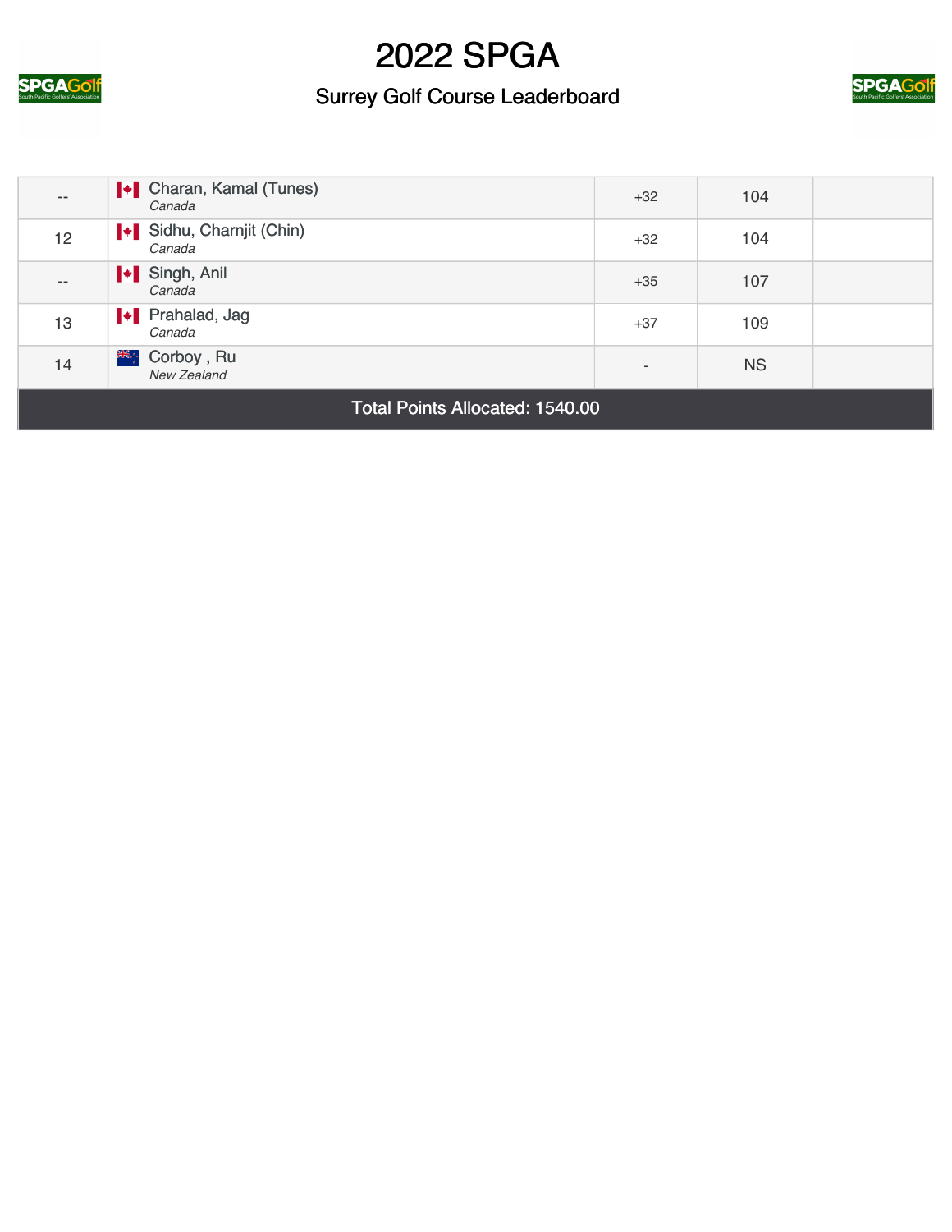# 2022 SPGA

## Surrey Golf Course Leaderboard

| | | | | |
|---|---|---|---|---|
| -- | Charan, Kamal (Tunes) *Canada* | +32 | 104 | |
| 12 | Sidhu, Charnjit (Chin) *Canada* | +32 | 104 | |
| -- | Singh, Anil *Canada* | +35 | 107 | |
| 13 | Prahalad, Jag *Canada* | +37 | 109 | |
| 14 | Corboy , Ru *New Zealand* | - | NS | |

Total Points Allocated: 1540.00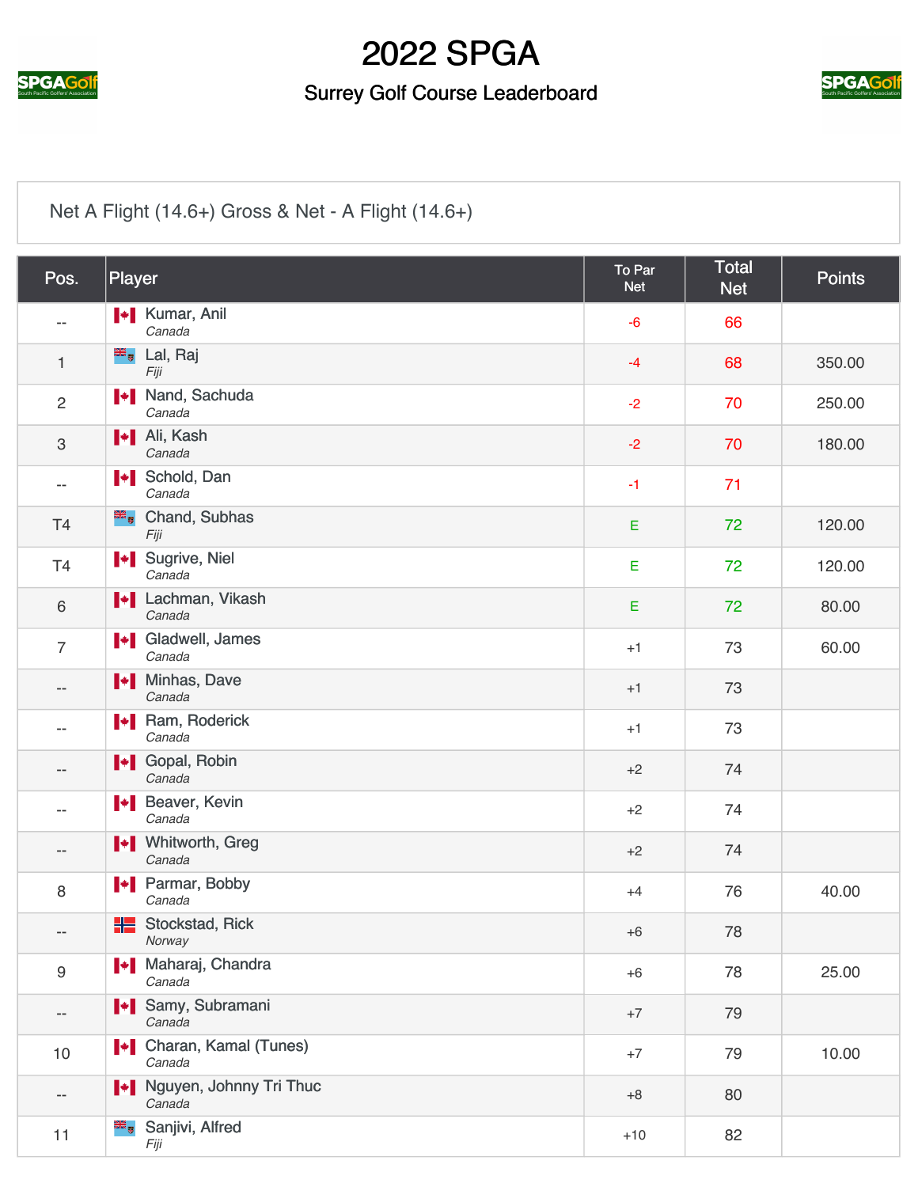# 2022 SPGA

## Surrey Golf Course Leaderboard

Net A Flight (14.6+) Gross & Net - A Flight (14.6+)

| Pos. | Player | To Par Net | Total Net | Points |
|---|---|---|---|---|
| -- | Kumar, Anil *Canada* | -6 | 66 | |
| 1 | Lal, Raj *Fiji* | -4 | 68 | 350.00 |
| 2 | Nand, Sachuda *Canada* | -2 | 70 | 250.00 |
| 3 | Ali, Kash *Canada* | -2 | 70 | 180.00 |
| -- | Schold, Dan *Canada* | -1 | 71 | |
| T4 | Chand, Subhas *Fiji* | E | 72 | 120.00 |
| T4 | Sugrive, Niel *Canada* | E | 72 | 120.00 |
| 6 | Lachman, Vikash *Canada* | E | 72 | 80.00 |
| 7 | Gladwell, James *Canada* | +1 | 73 | 60.00 |
| -- | Minhas, Dave *Canada* | +1 | 73 | |
| -- | Ram, Roderick *Canada* | +1 | 73 | |
| -- | Gopal, Robin *Canada* | +2 | 74 | |
| -- | Beaver, Kevin *Canada* | +2 | 74 | |
| -- | Whitworth, Greg *Canada* | +2 | 74 | |
| 8 | Parmar, Bobby *Canada* | +4 | 76 | 40.00 |
| -- | Stockstad, Rick *Norway* | +6 | 78 | |
| 9 | Maharaj, Chandra *Canada* | +6 | 78 | 25.00 |
| -- | Samy, Subramani *Canada* | +7 | 79 | |
| 10 | Charan, Kamal (Tunes) *Canada* | +7 | 79 | 10.00 |
| -- | Nguyen, Johnny Tri Thuc *Canada* | +8 | 80 | |
| 11 | Sanjivi, Alfred *Fiji* | +10 | 82 | |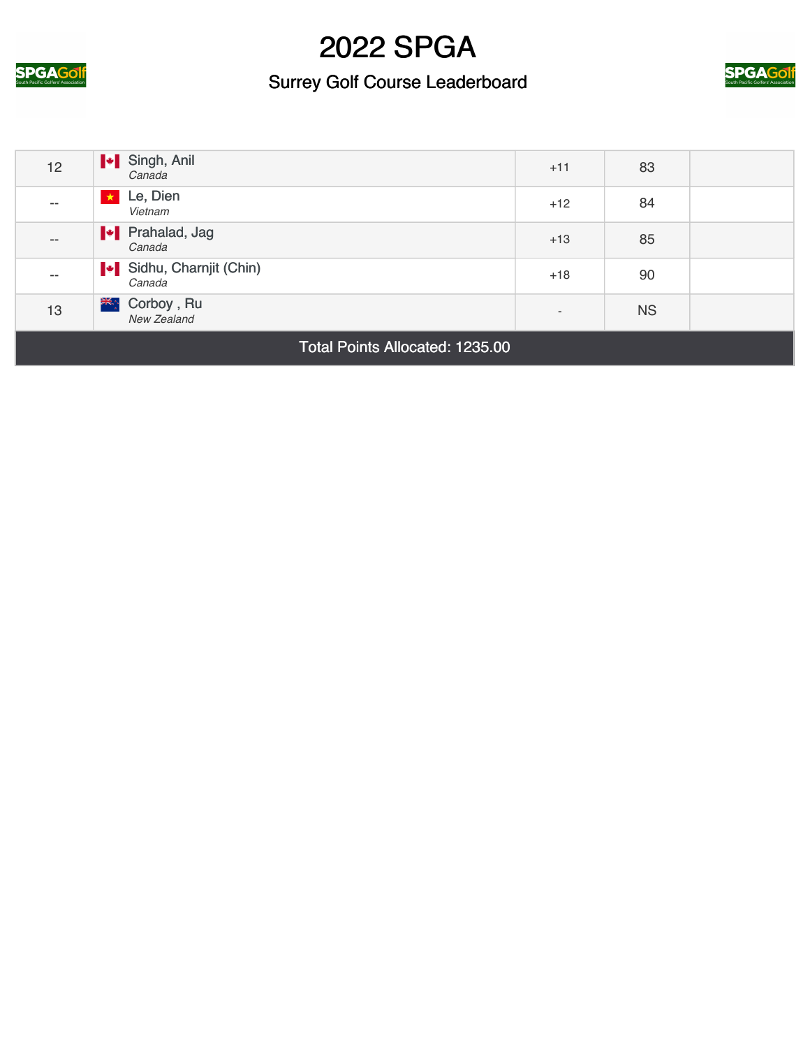# 2022 SPGA

## Surrey Golf Course Leaderboard

| | | | | |
|---|---|---|---|---|
| 12 | Singh, Anil<br>*Canada* | +11 | 83 | |
| -- | Le, Dien<br>*Vietnam* | +12 | 84 | |
| -- | Prahalad, Jag<br>*Canada* | +13 | 85 | |
| -- | Sidhu, Charnjit (Chin)<br>*Canada* | +18 | 90 | |
| 13 | Corboy , Ru<br>*New Zealand* | - | NS | |

Total Points Allocated: 1235.00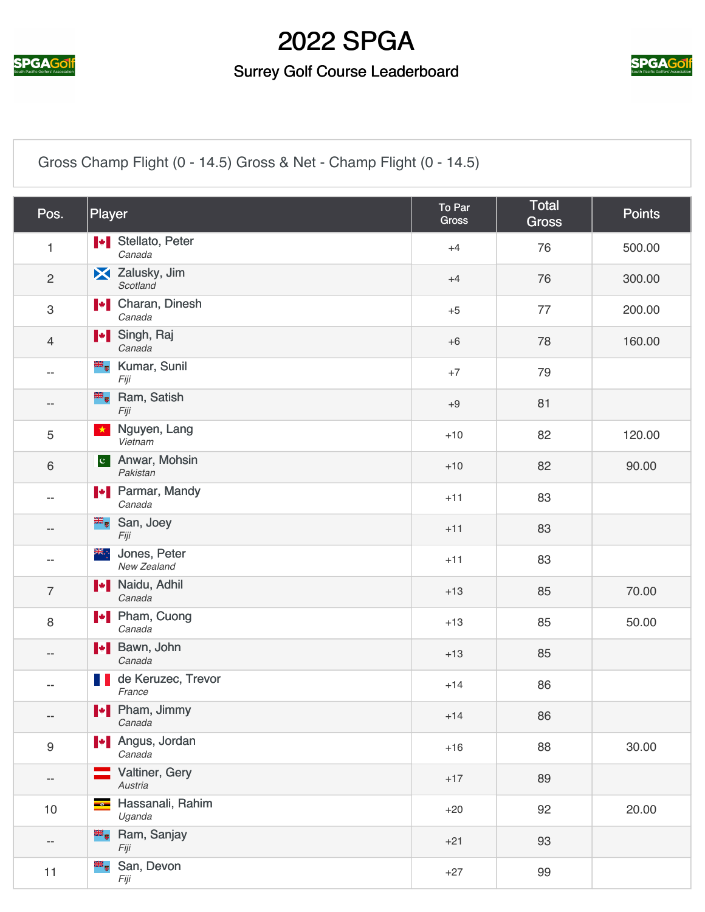# 2022 SPGA

## Surrey Golf Course Leaderboard

Gross Champ Flight (0 - 14.5) Gross & Net - Champ Flight (0 - 14.5)

| Pos. | Player | To Par Gross | Total Gross | Points |
|---|---|---|---|---|
| 1 | Stellato, Peter *Canada* | +4 | 76 | 500.00 |
| 2 | Zalusky, Jim *Scotland* | +4 | 76 | 300.00 |
| 3 | Charan, Dinesh *Canada* | +5 | 77 | 200.00 |
| 4 | Singh, Raj *Canada* | +6 | 78 | 160.00 |
| -- | Kumar, Sunil *Fiji* | +7 | 79 | |
| -- | Ram, Satish *Fiji* | +9 | 81 | |
| 5 | Nguyen, Lang *Vietnam* | +10 | 82 | 120.00 |
| 6 | Anwar, Mohsin *Pakistan* | +10 | 82 | 90.00 |
| -- | Parmar, Mandy *Canada* | +11 | 83 | |
| -- | San, Joey *Fiji* | +11 | 83 | |
| -- | Jones, Peter *New Zealand* | +11 | 83 | |
| 7 | Naidu, Adhil *Canada* | +13 | 85 | 70.00 |
| 8 | Pham, Cuong *Canada* | +13 | 85 | 50.00 |
| -- | Bawn, John *Canada* | +13 | 85 | |
| -- | de Keruzec, Trevor *France* | +14 | 86 | |
| -- | Pham, Jimmy *Canada* | +14 | 86 | |
| 9 | Angus, Jordan *Canada* | +16 | 88 | 30.00 |
| -- | Valtiner, Gery *Austria* | +17 | 89 | |
| 10 | Hassanali, Rahim *Uganda* | +20 | 92 | 20.00 |
| -- | Ram, Sanjay *Fiji* | +21 | 93 | |
| 11 | San, Devon *Fiji* | +27 | 99 | |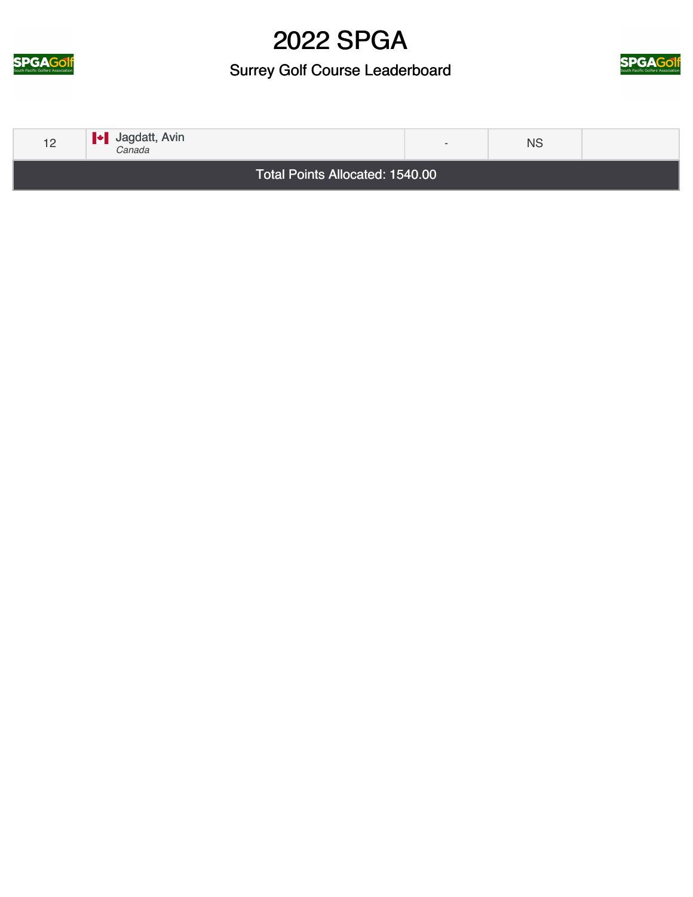# 2022 SPGA

## Surrey Golf Course Leaderboard

| | | | | |
|---|---|---|---|---|
| 12 | Jagdatt, Avin *Canada* | - | NS | |
| Total Points Allocated: 1540.00 | | | | |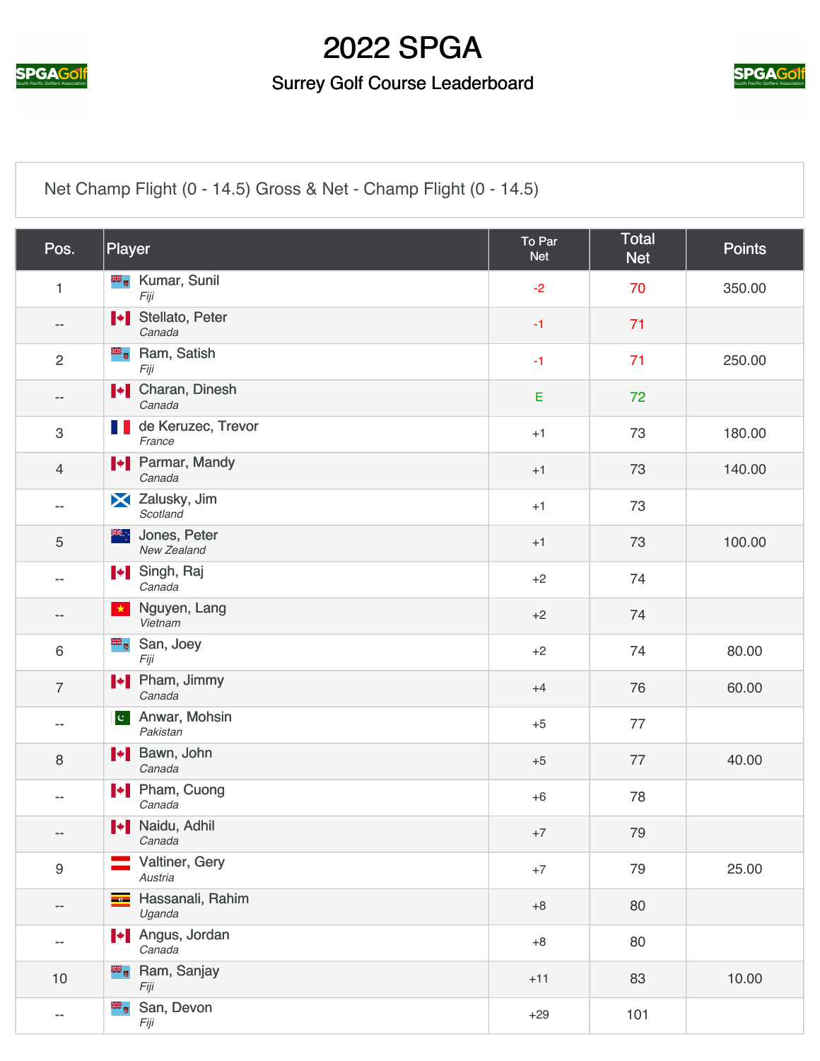# 2022 SPGA

## Surrey Golf Course Leaderboard

Net Champ Flight (0 - 14.5) Gross & Net - Champ Flight (0 - 14.5)

| Pos. | Player | To Par Net | Total Net | Points |
|---|---|---|---|---|
| 1 | Kumar, Sunil *Fiji* | -2 | 70 | 350.00 |
| -- | Stellato, Peter *Canada* | -1 | 71 | |
| 2 | Ram, Satish *Fiji* | -1 | 71 | 250.00 |
| -- | Charan, Dinesh *Canada* | E | 72 | |
| 3 | de Keruzec, Trevor *France* | +1 | 73 | 180.00 |
| 4 | Parmar, Mandy *Canada* | +1 | 73 | 140.00 |
| -- | Zalusky, Jim *Scotland* | +1 | 73 | |
| 5 | Jones, Peter *New Zealand* | +1 | 73 | 100.00 |
| -- | Singh, Raj *Canada* | +2 | 74 | |
| -- | Nguyen, Lang *Vietnam* | +2 | 74 | |
| 6 | San, Joey *Fiji* | +2 | 74 | 80.00 |
| 7 | Pham, Jimmy *Canada* | +4 | 76 | 60.00 |
| -- | Anwar, Mohsin *Pakistan* | +5 | 77 | |
| 8 | Bawn, John *Canada* | +5 | 77 | 40.00 |
| -- | Pham, Cuong *Canada* | +6 | 78 | |
| -- | Naidu, Adhil *Canada* | +7 | 79 | |
| 9 | Valtiner, Gery *Austria* | +7 | 79 | 25.00 |
| -- | Hassanali, Rahim *Uganda* | +8 | 80 | |
| -- | Angus, Jordan *Canada* | +8 | 80 | |
| 10 | Ram, Sanjay *Fiji* | +11 | 83 | 10.00 |
| -- | San, Devon *Fiji* | +29 | 101 | |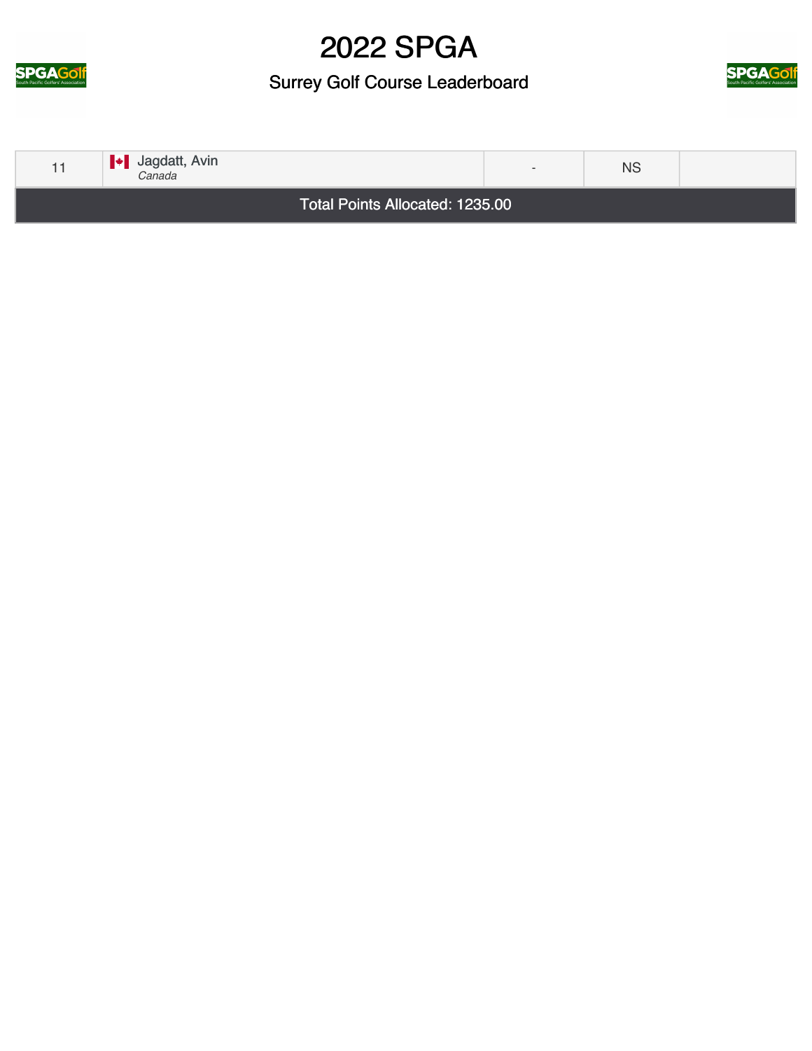# 2022 SPGA

## Surrey Golf Course Leaderboard

| | | | | |
|---|---|---|---|---|
| 11 | Jagdatt, Avin *Canada* | - | NS | |

**Total Points Allocated: 1235.00**